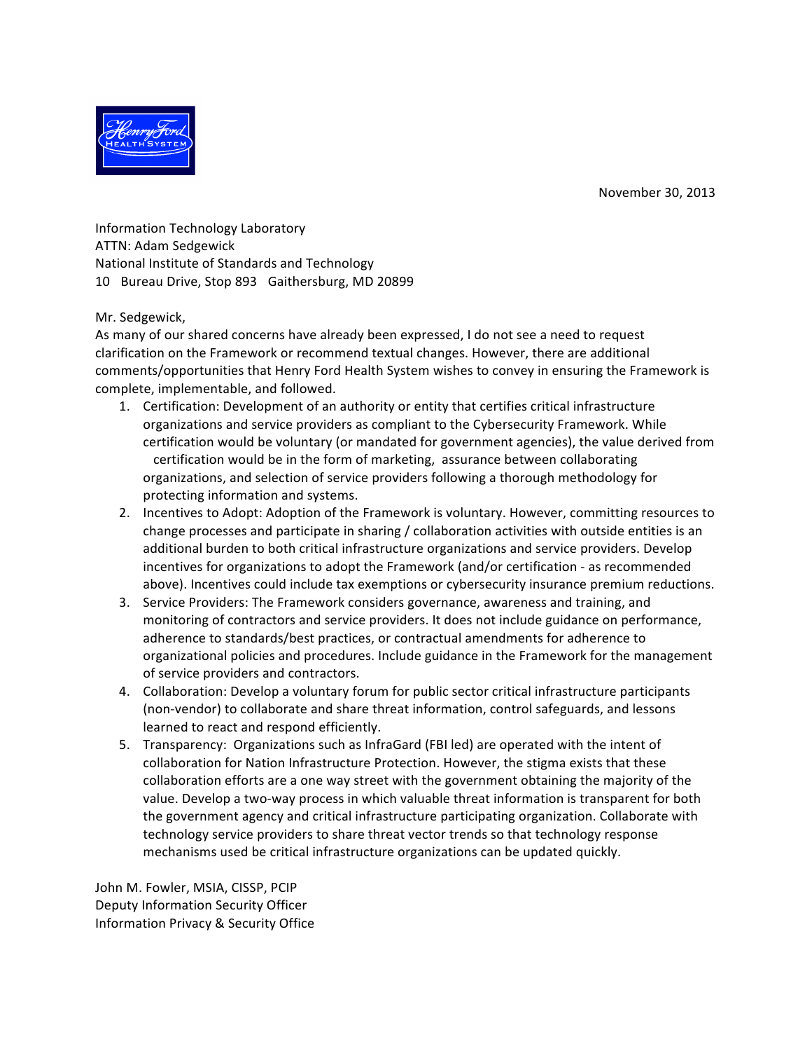Henry Ford Health System

November 30, 2013

Information Technology Laboratory
ATTN: Adam Sedgewick
National Institute of Standards and Technology
10 Bureau Drive, Stop 893 Gaithersburg, MD 20899

Mr. Sedgewick,

As many of our shared concerns have already been expressed, I do not see a need to request clarification on the Framework or recommend textual changes. However, there are additional comments/opportunities that Henry Ford Health System wishes to convey in ensuring the Framework is complete, implementable, and followed.

1. Certification: Development of an authority or entity that certifies critical infrastructure organizations and service providers as compliant to the Cybersecurity Framework. While certification would be voluntary (or mandated for government agencies), the value derived from certification would be in the form of marketing, assurance between collaborating organizations, and selection of service providers following a thorough methodology for protecting information and systems.
2. Incentives to Adopt: Adoption of the Framework is voluntary. However, committing resources to change processes and participate in sharing / collaboration activities with outside entities is an additional burden to both critical infrastructure organizations and service providers. Develop incentives for organizations to adopt the Framework (and/or certification - as recommended above). Incentives could include tax exemptions or cybersecurity insurance premium reductions.
3. Service Providers: The Framework considers governance, awareness and training, and monitoring of contractors and service providers. It does not include guidance on performance, adherence to standards/best practices, or contractual amendments for adherence to organizational policies and procedures. Include guidance in the Framework for the management of service providers and contractors.
4. Collaboration: Develop a voluntary forum for public sector critical infrastructure participants (non-vendor) to collaborate and share threat information, control safeguards, and lessons learned to react and respond efficiently.
5. Transparency: Organizations such as InfraGard (FBI led) are operated with the intent of collaboration for Nation Infrastructure Protection. However, the stigma exists that these collaboration efforts are a one way street with the government obtaining the majority of the value. Develop a two-way process in which valuable threat information is transparent for both the government agency and critical infrastructure participating organization. Collaborate with technology service providers to share threat vector trends so that technology response mechanisms used be critical infrastructure organizations can be updated quickly.

John M. Fowler, MSIA, CISSP, PCIP
Deputy Information Security Officer
Information Privacy & Security Office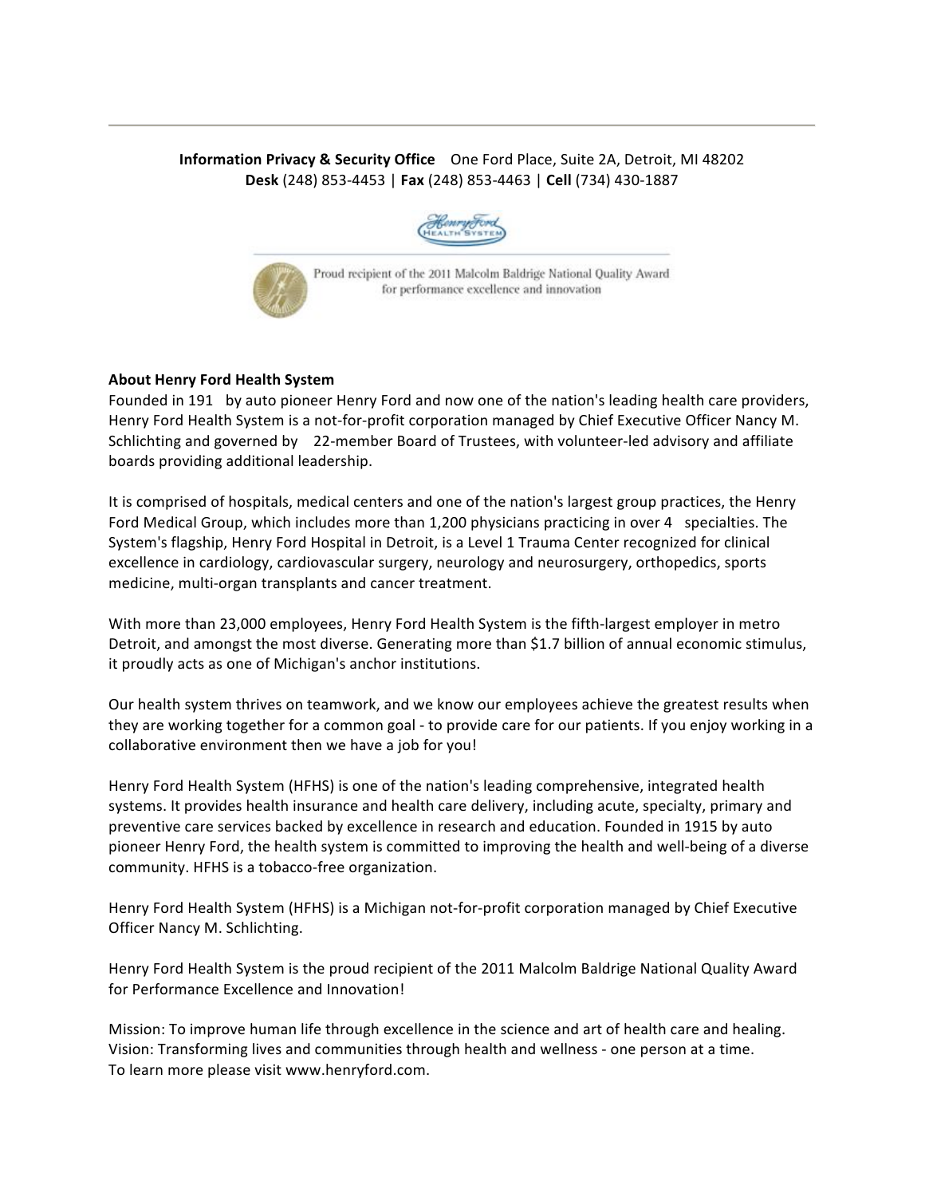**Information Privacy & Security Office** One Ford Place, Suite 2A, Detroit, MI 48202
**Desk** (248) 853-4453 | **Fax** (248) 853-4463 | **Cell** (734) 430-1887

Proud recipient of the 2011 Malcolm Baldrige National Quality Award for performance excellence and innovation

**About Henry Ford Health System**
Founded in 191 by auto pioneer Henry Ford and now one of the nation's leading health care providers, Henry Ford Health System is a not-for-profit corporation managed by Chief Executive Officer Nancy M. Schlichting and governed by 22-member Board of Trustees, with volunteer-led advisory and affiliate boards providing additional leadership.

It is comprised of hospitals, medical centers and one of the nation's largest group practices, the Henry Ford Medical Group, which includes more than 1,200 physicians practicing in over 4 specialties. The System's flagship, Henry Ford Hospital in Detroit, is a Level 1 Trauma Center recognized for clinical excellence in cardiology, cardiovascular surgery, neurology and neurosurgery, orthopedics, sports medicine, multi-organ transplants and cancer treatment.

With more than 23,000 employees, Henry Ford Health System is the fifth-largest employer in metro Detroit, and amongst the most diverse. Generating more than $1.7 billion of annual economic stimulus, it proudly acts as one of Michigan's anchor institutions.

Our health system thrives on teamwork, and we know our employees achieve the greatest results when they are working together for a common goal - to provide care for our patients. If you enjoy working in a collaborative environment then we have a job for you!

Henry Ford Health System (HFHS) is one of the nation's leading comprehensive, integrated health systems. It provides health insurance and health care delivery, including acute, specialty, primary and preventive care services backed by excellence in research and education. Founded in 1915 by auto pioneer Henry Ford, the health system is committed to improving the health and well-being of a diverse community. HFHS is a tobacco-free organization.

Henry Ford Health System (HFHS) is a Michigan not-for-profit corporation managed by Chief Executive Officer Nancy M. Schlichting.

Henry Ford Health System is the proud recipient of the 2011 Malcolm Baldrige National Quality Award for Performance Excellence and Innovation!

Mission: To improve human life through excellence in the science and art of health care and healing.
Vision: Transforming lives and communities through health and wellness - one person at a time.
To learn more please visit www.henryford.com.